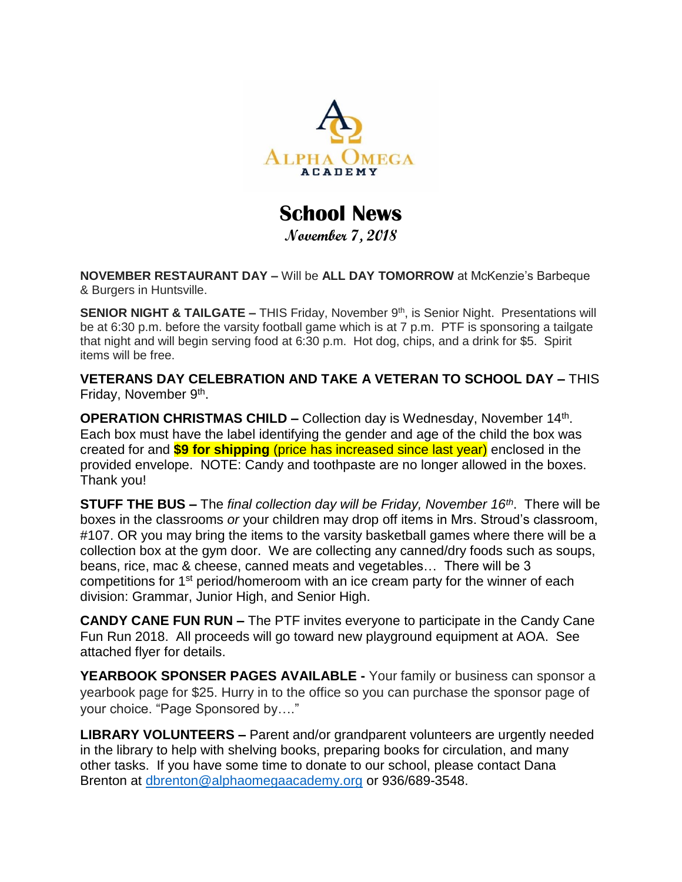Alpha Omega Academy

# School News

**November 7, 2018**

**NOVEMBER RESTAURANT DAY –** Will be **ALL DAY TOMORROW** at McKenzie's Barbeque & Burgers in Huntsville.

**SENIOR NIGHT & TAILGATE –** THIS Friday, November 9th, is Senior Night. Presentations will be at 6:30 p.m. before the varsity football game which is at 7 p.m. PTF is sponsoring a tailgate that night and will begin serving food at 6:30 p.m. Hot dog, chips, and a drink for $5. Spirit items will be free.

**VETERANS DAY CELEBRATION AND TAKE A VETERAN TO SCHOOL DAY –** THIS Friday, November 9th.

**OPERATION CHRISTMAS CHILD –** Collection day is Wednesday, November 14th. Each box must have the label identifying the gender and age of the child the box was created for and **$9 for shipping** (price has increased since last year) enclosed in the provided envelope. NOTE: Candy and toothpaste are no longer allowed in the boxes. Thank you!

**STUFF THE BUS –** The *final collection day will be Friday, November 16th*. There will be boxes in the classrooms *or* your children may drop off items in Mrs. Stroud's classroom, #107. OR you may bring the items to the varsity basketball games where there will be a collection box at the gym door. We are collecting any canned/dry foods such as soups, beans, rice, mac & cheese, canned meats and vegetables… There will be 3 competitions for 1st period/homeroom with an ice cream party for the winner of each division: Grammar, Junior High, and Senior High.

**CANDY CANE FUN RUN –** The PTF invites everyone to participate in the Candy Cane Fun Run 2018. All proceeds will go toward new playground equipment at AOA. See attached flyer for details.

**YEARBOOK SPONSER PAGES AVAILABLE -** Your family or business can sponsor a yearbook page for $25. Hurry in to the office so you can purchase the sponsor page of your choice. "Page Sponsored by…."

**LIBRARY VOLUNTEERS –** Parent and/or grandparent volunteers are urgently needed in the library to help with shelving books, preparing books for circulation, and many other tasks. If you have some time to donate to our school, please contact Dana Brenton at dbrenton@alphaomegaacademy.org or 936/689-3548.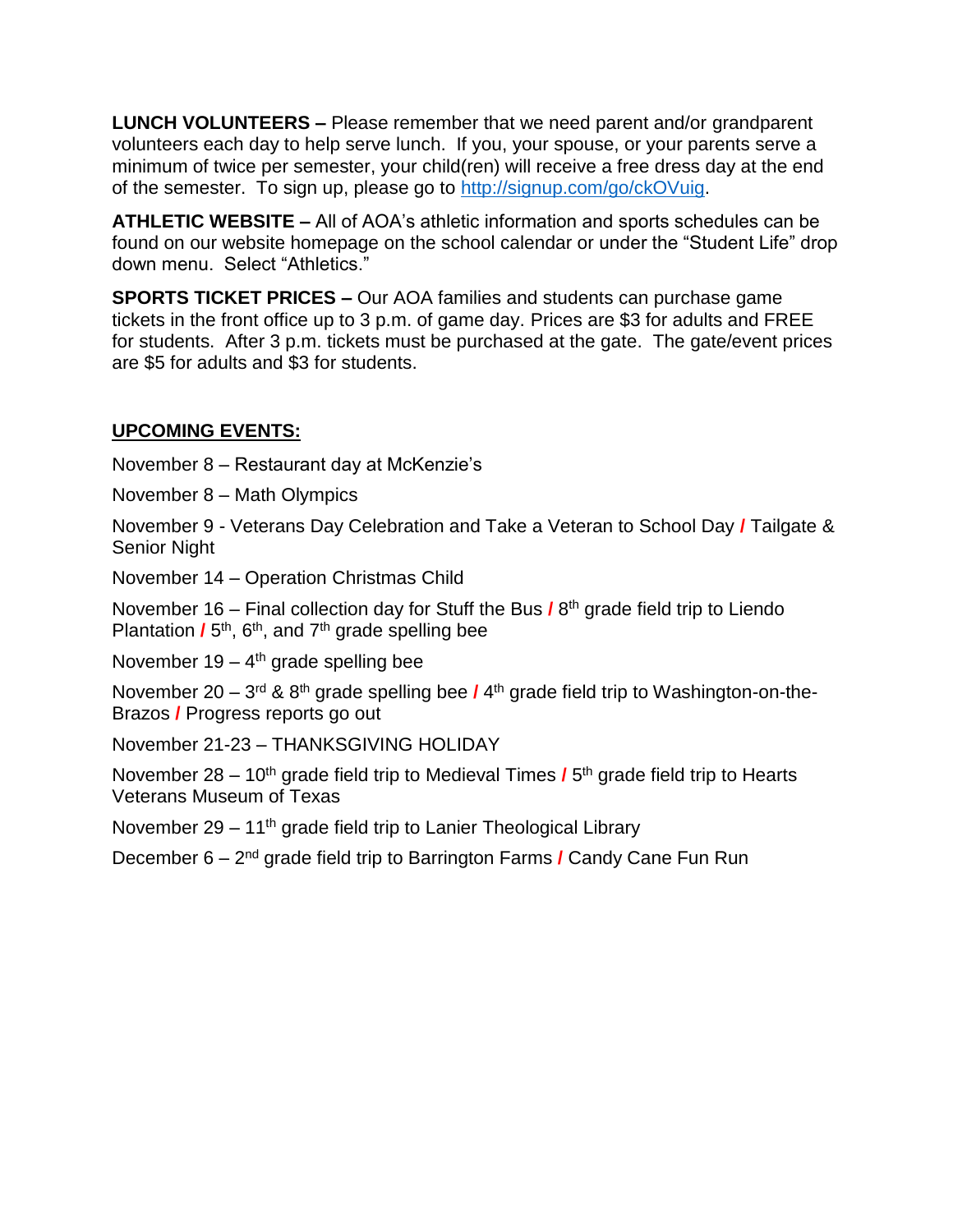**LUNCH VOLUNTEERS –** Please remember that we need parent and/or grandparent volunteers each day to help serve lunch. If you, your spouse, or your parents serve a minimum of twice per semester, your child(ren) will receive a free dress day at the end of the semester. To sign up, please go to http://signup.com/go/ckOVuig.

**ATHLETIC WEBSITE –** All of AOA's athletic information and sports schedules can be found on our website homepage on the school calendar or under the "Student Life" drop down menu. Select "Athletics."

**SPORTS TICKET PRICES –** Our AOA families and students can purchase game tickets in the front office up to 3 p.m. of game day. Prices are $3 for adults and FREE for students. After 3 p.m. tickets must be purchased at the gate. The gate/event prices are $5 for adults and $3 for students.

**UPCOMING EVENTS:**

November 8 – Restaurant day at McKenzie's

November 8 – Math Olympics

November 9 - Veterans Day Celebration and Take a Veteran to School Day / Tailgate & Senior Night

November 14 – Operation Christmas Child

November 16 – Final collection day for Stuff the Bus / 8th grade field trip to Liendo Plantation / 5th, 6th, and 7th grade spelling bee

November 19 – 4th grade spelling bee

November 20 – 3rd & 8th grade spelling bee / 4th grade field trip to Washington-on-the-Brazos / Progress reports go out

November 21-23 – THANKSGIVING HOLIDAY

November 28 – 10th grade field trip to Medieval Times / 5th grade field trip to Hearts Veterans Museum of Texas

November 29 – 11th grade field trip to Lanier Theological Library

December 6 – 2nd grade field trip to Barrington Farms / Candy Cane Fun Run